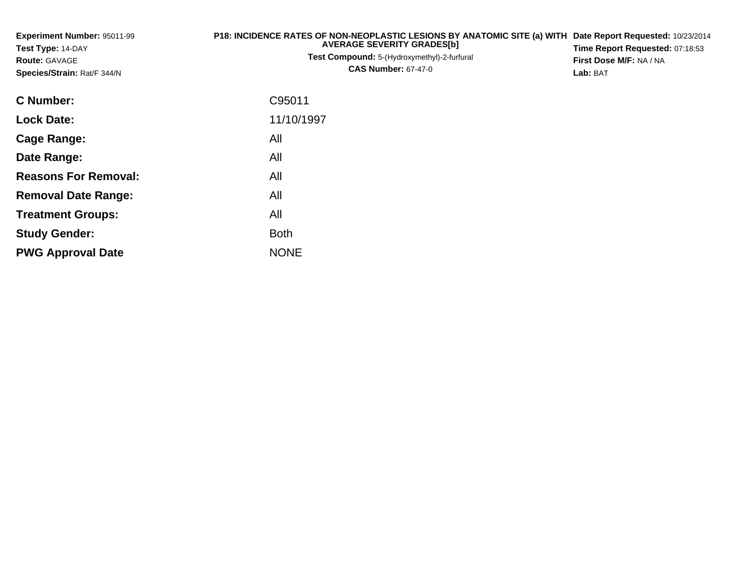**Experiment Number:** 95011-99
**Test Type:** 14-DAY
**Route:** GAVAGE
**Species/Strain:** Rat/F 344/N

**P18: INCIDENCE RATES OF NON-NEOPLASTIC LESIONS BY ANATOMIC SITE (a) WITH AVERAGE SEVERITY GRADES[b]**
**Test Compound:** 5-(Hydroxymethyl)-2-furfural
**CAS Number:** 67-47-0

**Date Report Requested:** 10/23/2014
**Time Report Requested:** 07:18:53
**First Dose M/F:** NA / NA
**Lab:** BAT

| | |
|---|---|
| **C Number:** | C95011 |
| **Lock Date:** | 11/10/1997 |
| **Cage Range:** | All |
| **Date Range:** | All |
| **Reasons For Removal:** | All |
| **Removal Date Range:** | All |
| **Treatment Groups:** | All |
| **Study Gender:** | Both |
| **PWG Approval Date** | NONE |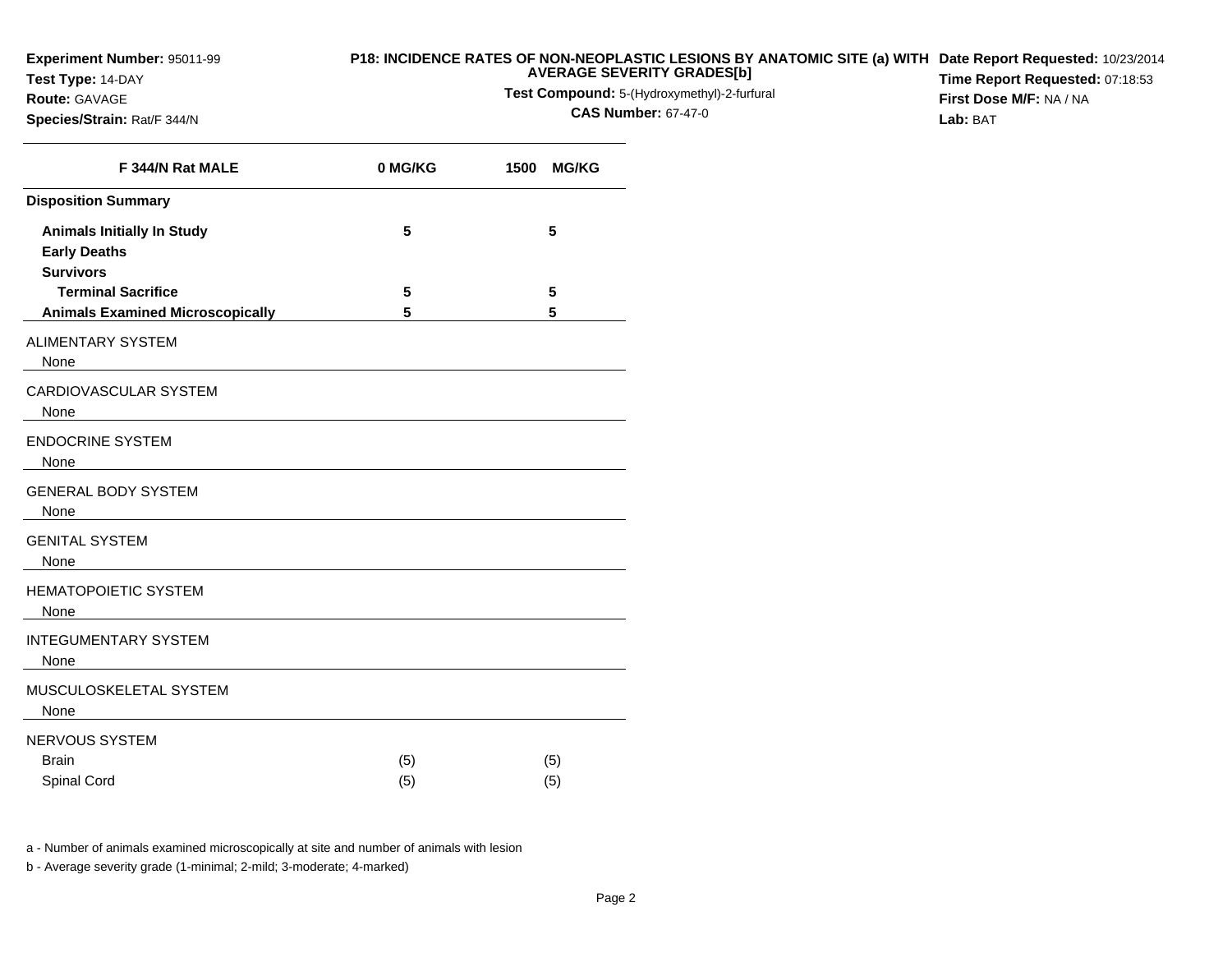**Experiment Number:** 95011-99
**Test Type:** 14-DAY
**Route:** GAVAGE
**Species/Strain:** Rat/F 344/N

**P18: INCIDENCE RATES OF NON-NEOPLASTIC LESIONS BY ANATOMIC SITE (a) WITH AVERAGE SEVERITY GRADES[b]**
**Test Compound:** 5-(Hydroxymethyl)-2-furfural
**CAS Number:** 67-47-0

**Date Report Requested:** 10/23/2014
**Time Report Requested:** 07:18:53
**First Dose M/F:** NA / NA
**Lab:** BAT

| F 344/N Rat MALE | 0 MG/KG | 1500 MG/KG |
|---|---|---|
| **Disposition Summary** | | |
| **Animals Initially In Study** | 5 | 5 |
| **Early Deaths** | | |
| **Survivors** | | |
| **Terminal Sacrifice** | 5 | 5 |
| **Animals Examined Microscopically** | 5 | 5 |
| ALIMENTARY SYSTEM | | |
| None | | |
| CARDIOVASCULAR SYSTEM | | |
| None | | |
| ENDOCRINE SYSTEM | | |
| None | | |
| GENERAL BODY SYSTEM | | |
| None | | |
| GENITAL SYSTEM | | |
| None | | |
| HEMATOPOIETIC SYSTEM | | |
| None | | |
| INTEGUMENTARY SYSTEM | | |
| None | | |
| MUSCULOSKELETAL SYSTEM | | |
| None | | |
| NERVOUS SYSTEM | | |
| Brain | (5) | (5) |
| Spinal Cord | (5) | (5) |

a - Number of animals examined microscopically at site and number of animals with lesion

b - Average severity grade (1-minimal; 2-mild; 3-moderate; 4-marked)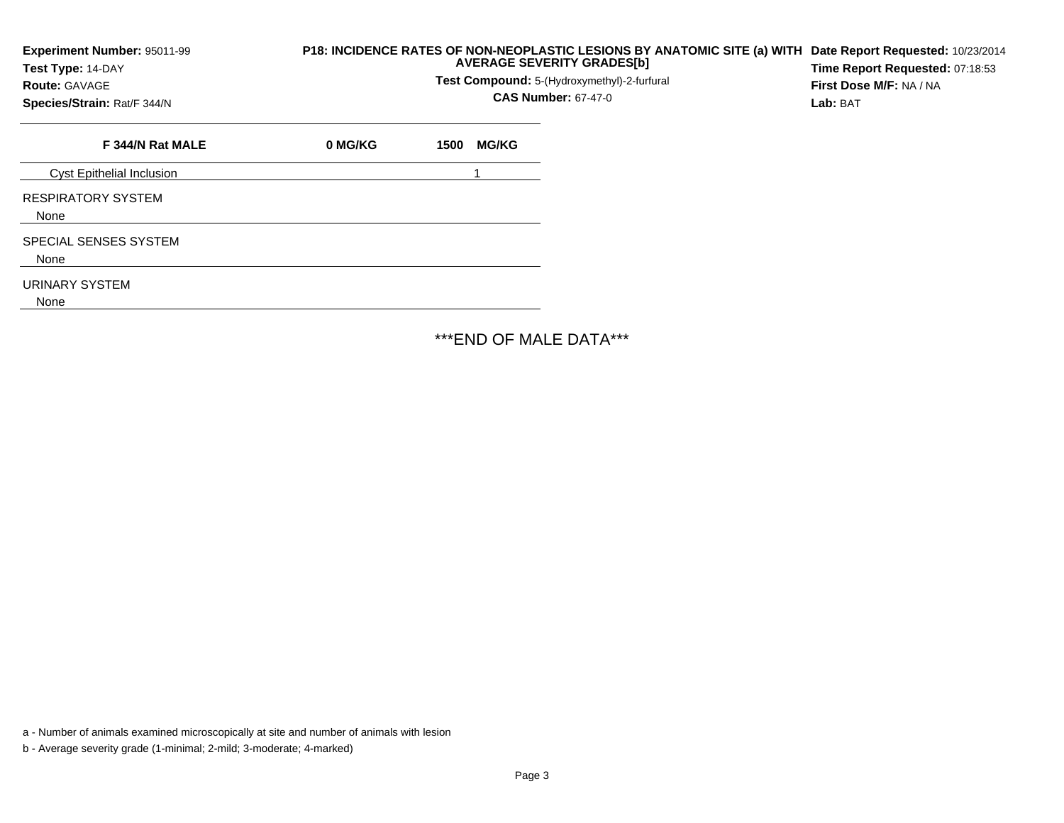**Experiment Number:** 95011-99
**Test Type:** 14-DAY
**Route:** GAVAGE
**Species/Strain:** Rat/F 344/N

**P18: INCIDENCE RATES OF NON-NEOPLASTIC LESIONS BY ANATOMIC SITE (a) WITH AVERAGE SEVERITY GRADES[b]**
**Test Compound:** 5-(Hydroxymethyl)-2-furfural
**CAS Number:** 67-47-0

**Date Report Requested:** 10/23/2014
**Time Report Requested:** 07:18:53
**First Dose M/F:** NA / NA
**Lab:** BAT

| F 344/N Rat MALE | 0 MG/KG | 1500 MG/KG |
|---|---|---|
| Cyst Epithelial Inclusion | | 1 |
| RESPIRATORY SYSTEM | | |
| None | | |
| SPECIAL SENSES SYSTEM | | |
| None | | |
| URINARY SYSTEM | | |
| None | | |

***END OF MALE DATA***

a - Number of animals examined microscopically at site and number of animals with lesion

b - Average severity grade (1-minimal; 2-mild; 3-moderate; 4-marked)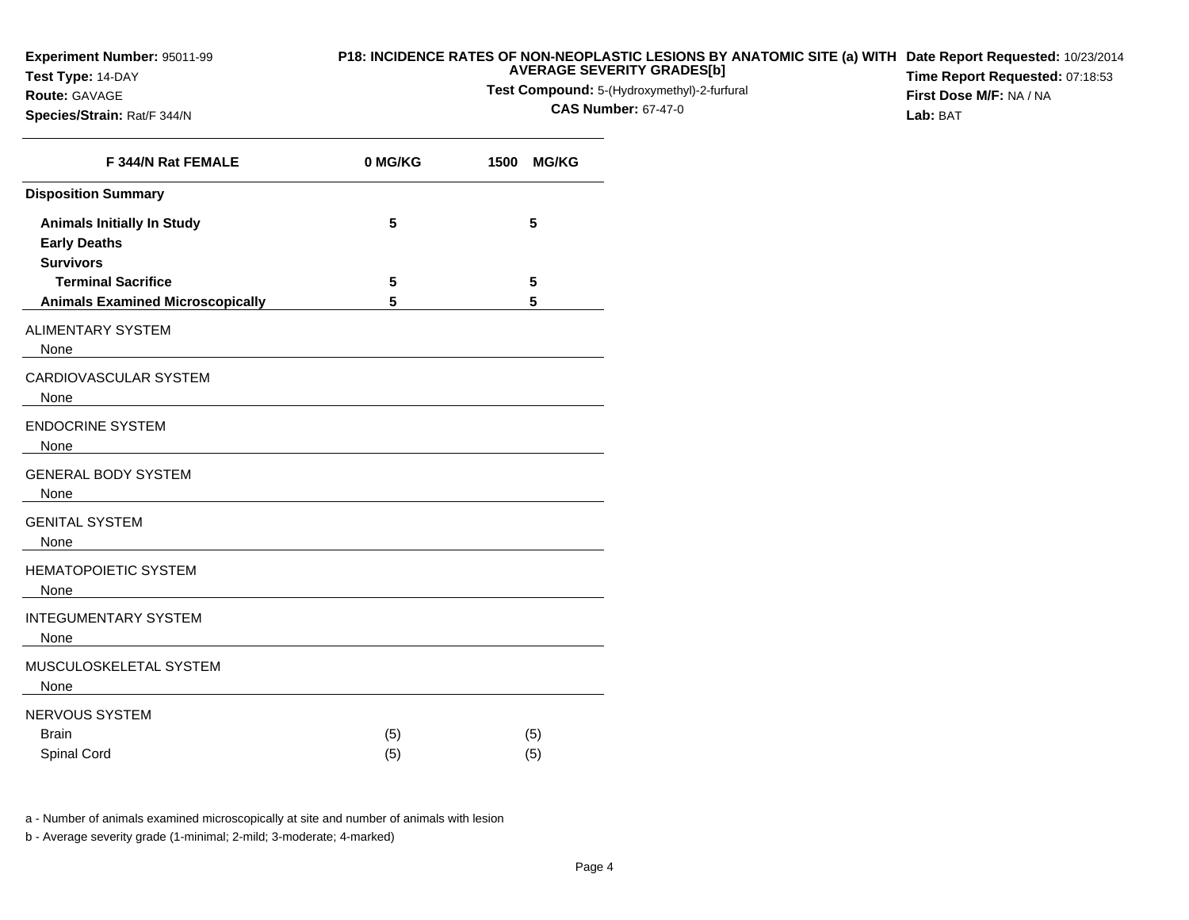**Experiment Number:** 95011-99
**Test Type:** 14-DAY
**Route:** GAVAGE
**Species/Strain:** Rat/F 344/N

**P18: INCIDENCE RATES OF NON-NEOPLASTIC LESIONS BY ANATOMIC SITE (a) WITH AVERAGE SEVERITY GRADES[b]**
**Test Compound:** 5-(Hydroxymethyl)-2-furfural
**CAS Number:** 67-47-0

**Date Report Requested:** 10/23/2014
**Time Report Requested:** 07:18:53
**First Dose M/F:** NA / NA
**Lab:** BAT

| F 344/N Rat FEMALE | 0 MG/KG | 1500 MG/KG |
|---|---|---|
| **Disposition Summary** | | |
| **Animals Initially In Study** | 5 | 5 |
| **Early Deaths** | | |
| **Survivors** | | |
| **Terminal Sacrifice** | 5 | 5 |
| **Animals Examined Microscopically** | 5 | 5 |
| ALIMENTARY SYSTEM | | |
| None | | |
| CARDIOVASCULAR SYSTEM | | |
| None | | |
| ENDOCRINE SYSTEM | | |
| None | | |
| GENERAL BODY SYSTEM | | |
| None | | |
| GENITAL SYSTEM | | |
| None | | |
| HEMATOPOIETIC SYSTEM | | |
| None | | |
| INTEGUMENTARY SYSTEM | | |
| None | | |
| MUSCULOSKELETAL SYSTEM | | |
| None | | |
| NERVOUS SYSTEM | | |
| Brain | (5) | (5) |
| Spinal Cord | (5) | (5) |

a - Number of animals examined microscopically at site and number of animals with lesion

b - Average severity grade (1-minimal; 2-mild; 3-moderate; 4-marked)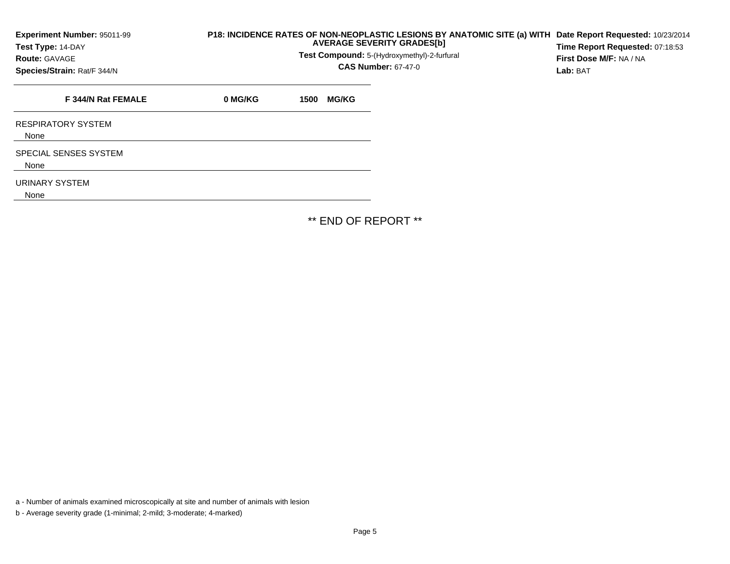**Experiment Number:** 95011-99
**Test Type:** 14-DAY
**Route:** GAVAGE
**Species/Strain:** Rat/F 344/N

**P18: INCIDENCE RATES OF NON-NEOPLASTIC LESIONS BY ANATOMIC SITE (a) WITH AVERAGE SEVERITY GRADES[b]**
**Test Compound:** 5-(Hydroxymethyl)-2-furfural
**CAS Number:** 67-47-0

**Date Report Requested:** 10/23/2014
**Time Report Requested:** 07:18:53
**First Dose M/F:** NA / NA
**Lab:** BAT

| F 344/N Rat FEMALE | 0 MG/KG | 1500 MG/KG |
|---|---|---|
| RESPIRATORY SYSTEM | | |
| None | | |
| SPECIAL SENSES SYSTEM | | |
| None | | |
| URINARY SYSTEM | | |
| None | | |

** END OF REPORT **

a - Number of animals examined microscopically at site and number of animals with lesion

b - Average severity grade (1-minimal; 2-mild; 3-moderate; 4-marked)